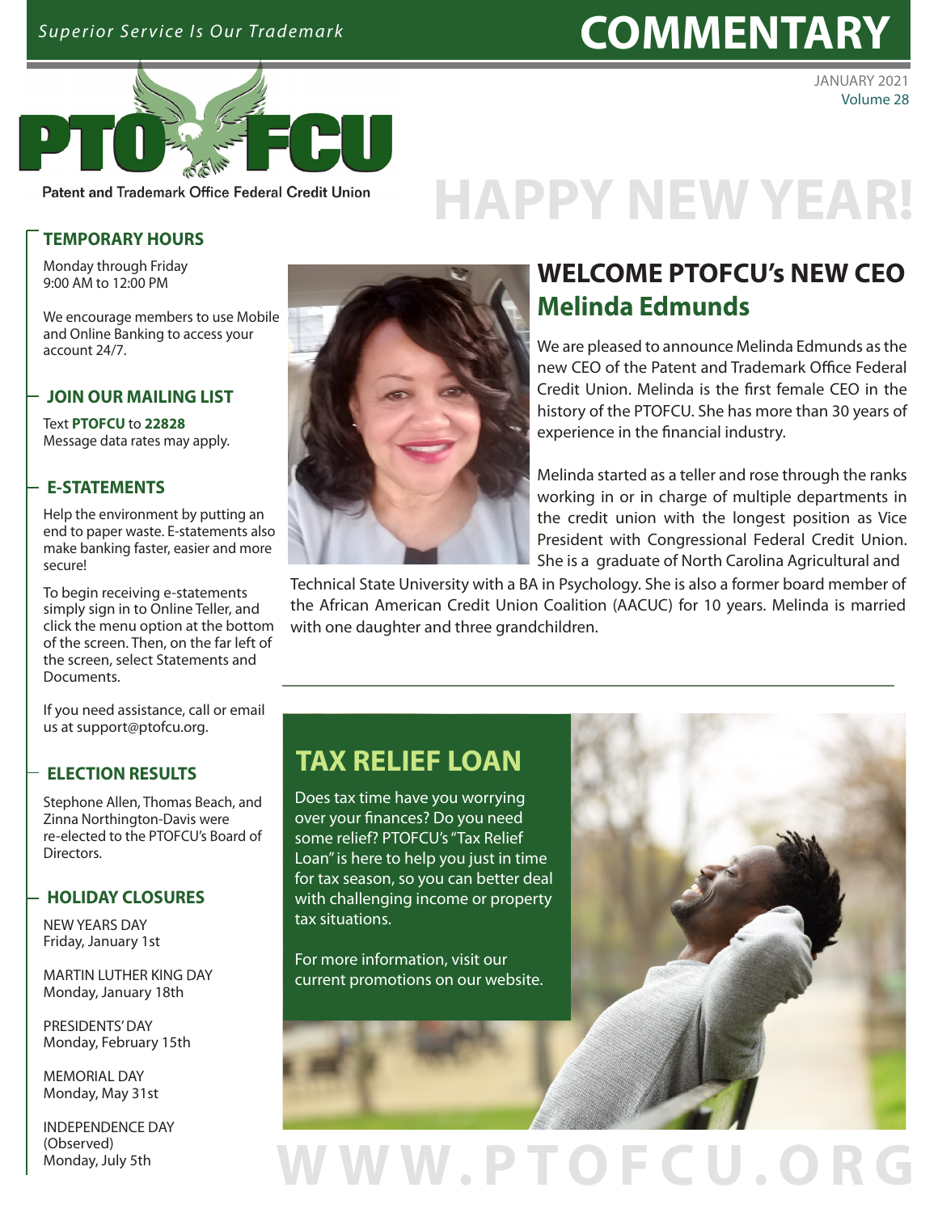*Superior Service Is Our Trademark*

# COMMENTARY

JANUARY 2021
Volume 28

PTO FCU

Patent and Trademark Office Federal Credit Union

# HAPPY NEW YEAR!

## WELCOME PTOFCU's NEW CEO Melinda Edmunds

We are pleased to announce Melinda Edmunds as the new CEO of the Patent and Trademark Office Federal Credit Union. Melinda is the first female CEO in the history of the PTOFCU. She has more than 30 years of experience in the financial industry.

Melinda started as a teller and rose through the ranks working in or in charge of multiple departments in the credit union with the longest position as Vice President with Congressional Federal Credit Union. She is a graduate of North Carolina Agricultural and Technical State University with a BA in Psychology. She is also a former board member of the African American Credit Union Coalition (AACUC) for 10 years. Melinda is married with one daughter and three grandchildren.

## TAX RELIEF LOAN

Does tax time have you worrying over your finances? Do you need some relief? PTOFCU's "Tax Relief Loan" is here to help you just in time for tax season, so you can better deal with challenging income or property tax situations.

For more information, visit our current promotions on our website.

### TEMPORARY HOURS

Monday through Friday
9:00 AM to 12:00 PM

We encourage members to use Mobile and Online Banking to access your account 24/7.

### JOIN OUR MAILING LIST

Text **PTOFCU** to **22828**
Message data rates may apply.

### E-STATEMENTS

Help the environment by putting an end to paper waste. E-statements also make banking faster, easier and more secure!

To begin receiving e-statements simply sign in to Online Teller, and click the menu option at the bottom of the screen. Then, on the far left of the screen, select Statements and Documents.

If you need assistance, call or email us at support@ptofcu.org.

### ELECTION RESULTS

Stephone Allen, Thomas Beach, and Zinna Northington-Davis were re-elected to the PTOFCU's Board of Directors.

### HOLIDAY CLOSURES

NEW YEARS DAY
Friday, January 1st

MARTIN LUTHER KING DAY
Monday, January 18th

PRESIDENTS' DAY
Monday, February 15th

MEMORIAL DAY
Monday, May 31st

INDEPENDENCE DAY (Observed)
Monday, July 5th

WWW.PTOFCU.ORG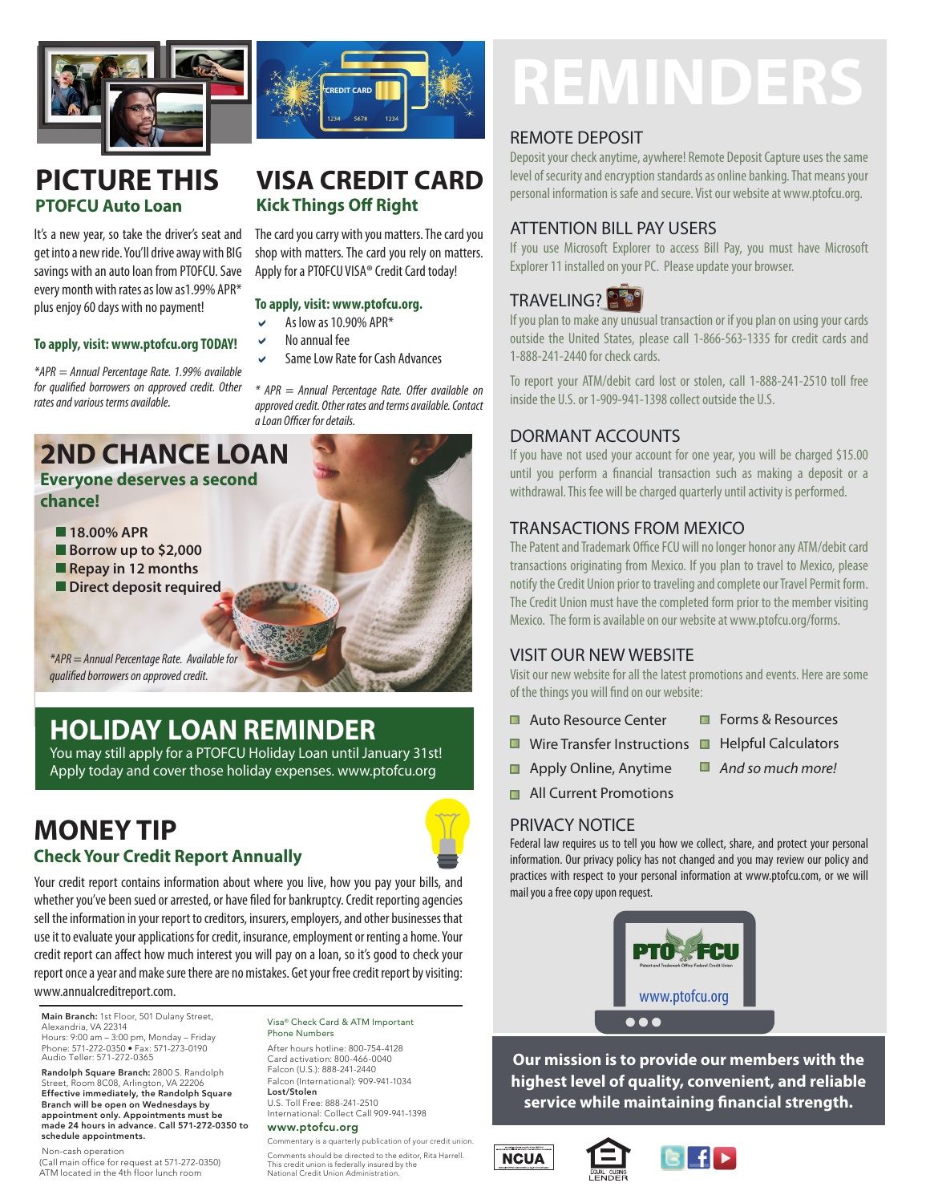## PICTURE THIS

### PTOFCU Auto Loan

It's a new year, so take the driver's seat and get into a new ride. You'll drive away with BIG savings with an auto loan from PTOFCU. Save every month with rates as low as1.99% APR* plus enjoy 60 days with no payment!

**To apply, visit: www.ptofcu.org TODAY!**

*\*APR = Annual Percentage Rate. 1.99% available for qualified borrowers on approved credit. Other rates and various terms available.*

## VISA CREDIT CARD

### Kick Things Off Right

The card you carry with you matters. The card you shop with matters. The card you rely on matters. Apply for a PTOFCU VISA® Credit Card today!

**To apply, visit: www.ptofcu.org.**

- As low as 10.90% APR*
- No annual fee
- Same Low Rate for Cash Advances

*\* APR = Annual Percentage Rate. Offer available on approved credit. Other rates and terms available. Contact a Loan Officer for details.*

## 2ND CHANCE LOAN

### Everyone deserves a second chance!

- 18.00% APR
- Borrow up to $2,000
- Repay in 12 months
- Direct deposit required

*\*APR = Annual Percentage Rate. Available for qualified borrowers on approved credit.*

## HOLIDAY LOAN REMINDER

You may still apply for a PTOFCU Holiday Loan until January 31st! Apply today and cover those holiday expenses. www.ptofcu.org

## MONEY TIP

### Check Your Credit Report Annually

Your credit report contains information about where you live, how you pay your bills, and whether you've been sued or arrested, or have filed for bankruptcy. Credit reporting agencies sell the information in your report to creditors, insurers, employers, and other businesses that use it to evaluate your applications for credit, insurance, employment or renting a home. Your credit report can affect how much interest you will pay on a loan, so it's good to check your report once a year and make sure there are no mistakes. Get your free credit report by visiting: www.annualcreditreport.com.

**Main Branch:** 1st Floor, 501 Dulany Street, Alexandria, VA 22314
Hours: 9:00 am – 3:00 pm, Monday – Friday
Phone: 571-272-0350 • Fax: 571-273-0190
Audio Teller: 571-272-0365

**Randolph Square Branch:** 2800 S. Randolph Street, Room 8C08, Arlington, VA 22206
**Effective immediately, the Randolph Square Branch will be open on Wednesdays by appointment only. Appointments must be made 24 hours in advance. Call 571-272-0350 to schedule appointments.**

Non-cash operation
(Call main office for request at 571-272-0350)
ATM located in the 4th floor lunch room

Visa® Check Card & ATM Important Phone Numbers

After hours hotline: 800-754-4128
Card activation: 800-466-0040
Falcon (U.S.): 888-241-2440
Falcon (International): 909-941-1034
**Lost/Stolen**
U.S. Toll Free: 888-241-2510
International: Collect Call 909-941-1398

**www.ptofcu.org**

Commentary is a quarterly publication of your credit union.

Comments should be directed to the editor, Rita Harrell. This credit union is federally insured by the National Credit Union Administration.

# REMINDERS

### REMOTE DEPOSIT

Deposit your check anytime, aywhere! Remote Deposit Capture uses the same level of security and encryption standards as online banking. That means your personal information is safe and secure. Visit our website at www.ptofcu.org.

### ATTENTION BILL PAY USERS

If you use Microsoft Explorer to access Bill Pay, you must have Microsoft Explorer 11 installed on your PC. Please update your browser.

### TRAVELING?

If you plan to make any unusual transaction or if you plan on using your cards outside the United States, please call 1-866-563-1335 for credit cards and 1-888-241-2440 for check cards.

To report your ATM/debit card lost or stolen, call 1-888-241-2510 toll free inside the U.S. or 1-909-941-1398 collect outside the U.S.

### DORMANT ACCOUNTS

If you have not used your account for one year, you will be charged $15.00 until you perform a financial transaction such as making a deposit or a withdrawal. This fee will be charged quarterly until activity is performed.

### TRANSACTIONS FROM MEXICO

The Patent and Trademark Office FCU will no longer honor any ATM/debit card transactions originating from Mexico. If you plan to travel to Mexico, please notify the Credit Union prior to traveling and complete our Travel Permit form. The Credit Union must have the completed form prior to the member visiting Mexico. The form is available on our website at www.ptofcu.org/forms.

### VISIT OUR NEW WEBSITE

Visit our new website for all the latest promotions and events. Here are some of the things you will find on our website:

- Auto Resource Center
- Wire Transfer Instructions
- Apply Online, Anytime
- All Current Promotions
- Forms & Resources
- Helpful Calculators
- *And so much more!*

### PRIVACY NOTICE

Federal law requires us to tell you how we collect, share, and protect your personal information. Our privacy policy has not changed and you may review our policy and practices with respect to your personal information at www.ptofcu.com, or we will mail you a free copy upon request.

PTO FCU
Patent and Trademark Office Federal Credit Union
www.ptofcu.org

**Our mission is to provide our members with the highest level of quality, convenient, and reliable service while maintaining financial strength.**

NCUA

EQUAL HOUSING LENDER